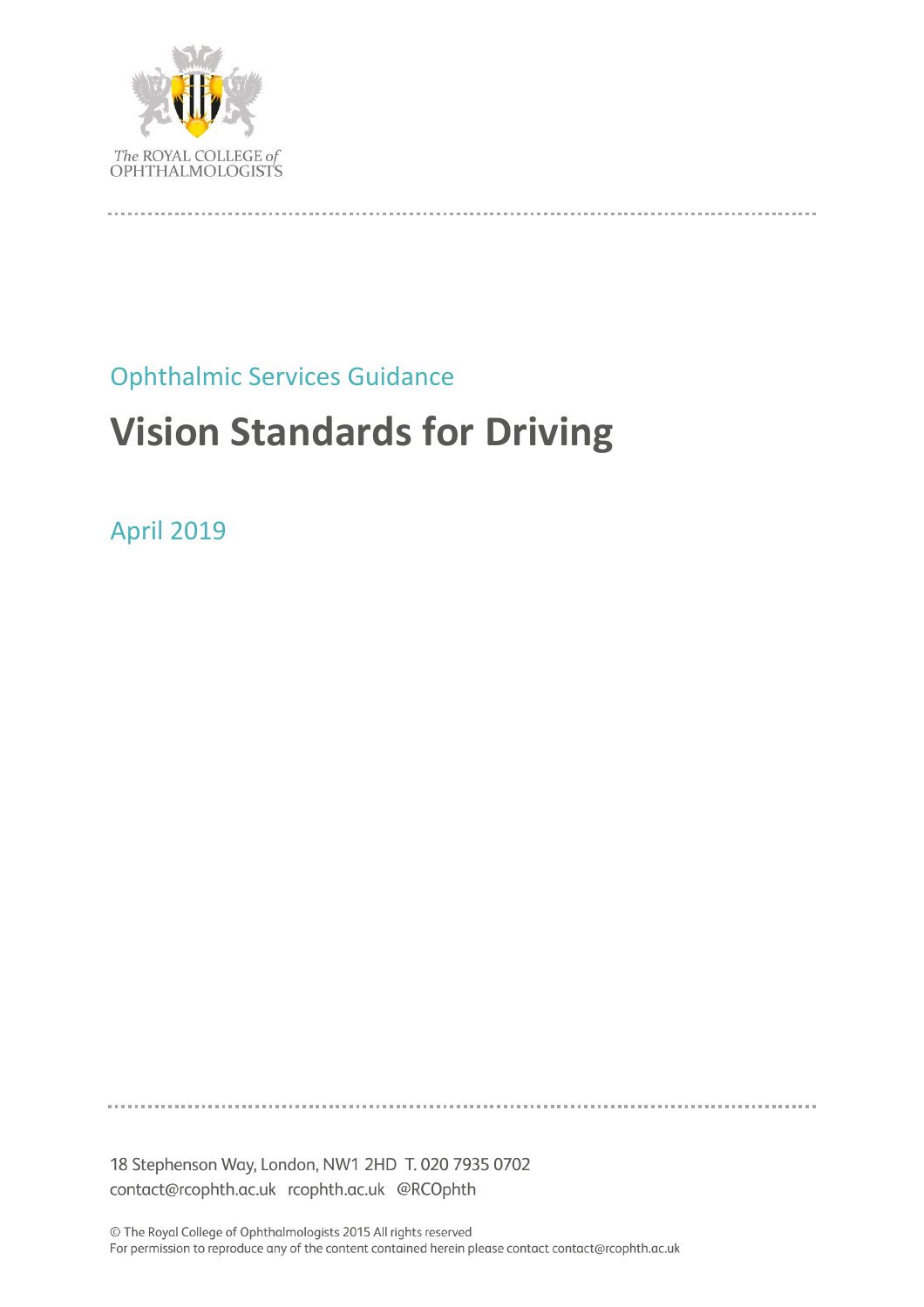The ROYAL COLLEGE of OPHTHALMOLOGISTS

Ophthalmic Services Guidance

# Vision Standards for Driving

April 2019

18 Stephenson Way, London, NW1 2HD T. 020 7935 0702
contact@rcophth.ac.uk rcophth.ac.uk @RCOphth

© The Royal College of Ophthalmologists 2015 All rights reserved
For permission to reproduce any of the content contained herein please contact contact@rcophth.ac.uk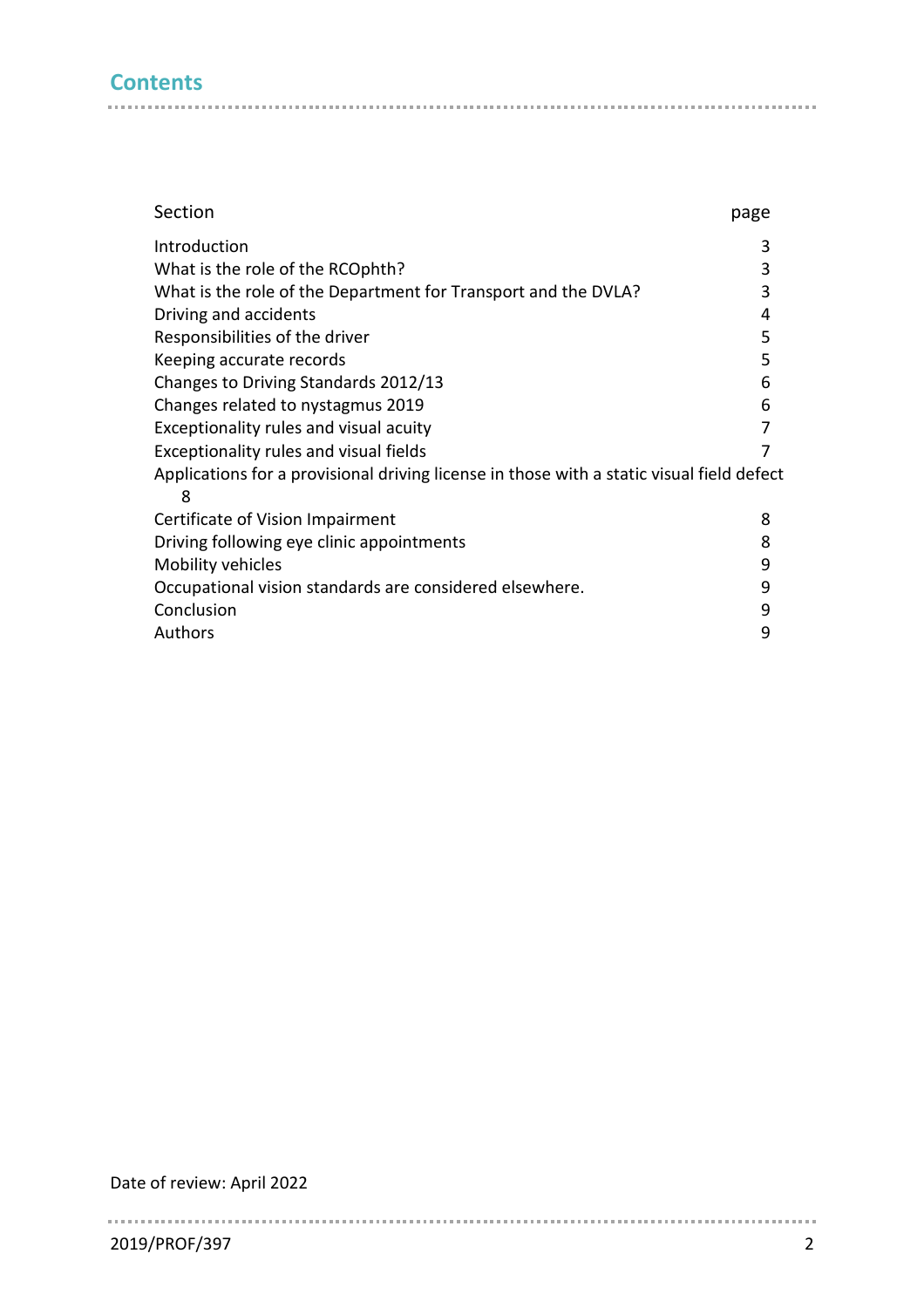## Contents

| Section | page |
|---|---|
| Introduction | 3 |
| What is the role of the RCOphth? | 3 |
| What is the role of the Department for Transport and the DVLA? | 3 |
| Driving and accidents | 4 |
| Responsibilities of the driver | 5 |
| Keeping accurate records | 5 |
| Changes to Driving Standards 2012/13 | 6 |
| Changes related to nystagmus 2019 | 6 |
| Exceptionality rules and visual acuity | 7 |
| Exceptionality rules and visual fields | 7 |
| Applications for a provisional driving license in those with a static visual field defect | 8 |
| Certificate of Vision Impairment | 8 |
| Driving following eye clinic appointments | 8 |
| Mobility vehicles | 9 |
| Occupational vision standards are considered elsewhere. | 9 |
| Conclusion | 9 |
| Authors | 9 |

Date of review: April 2022

2019/PROF/397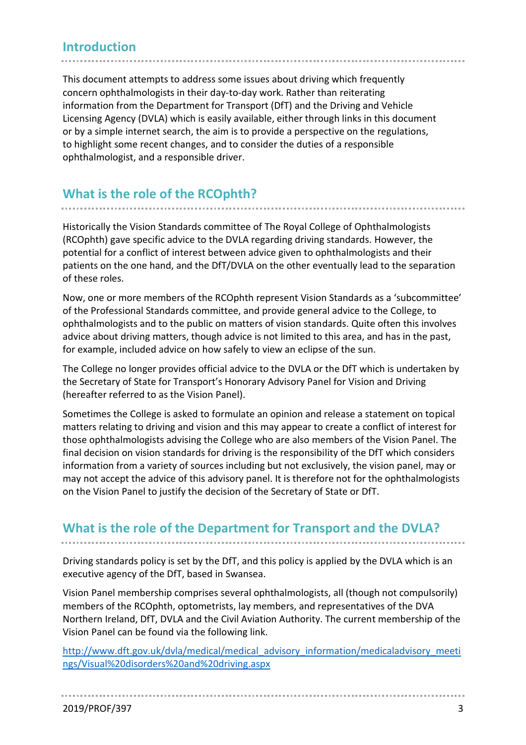## Introduction

This document attempts to address some issues about driving which frequently concern ophthalmologists in their day-to-day work. Rather than reiterating information from the Department for Transport (DfT) and the Driving and Vehicle Licensing Agency (DVLA) which is easily available, either through links in this document or by a simple internet search, the aim is to provide a perspective on the regulations, to highlight some recent changes, and to consider the duties of a responsible ophthalmologist, and a responsible driver.

## What is the role of the RCOphth?

Historically the Vision Standards committee of The Royal College of Ophthalmologists (RCOphth) gave specific advice to the DVLA regarding driving standards. However, the potential for a conflict of interest between advice given to ophthalmologists and their patients on the one hand, and the DfT/DVLA on the other eventually lead to the separation of these roles.

Now, one or more members of the RCOphth represent Vision Standards as a 'subcommittee' of the Professional Standards committee, and provide general advice to the College, to ophthalmologists and to the public on matters of vision standards. Quite often this involves advice about driving matters, though advice is not limited to this area, and has in the past, for example, included advice on how safely to view an eclipse of the sun.

The College no longer provides official advice to the DVLA or the DfT which is undertaken by the Secretary of State for Transport's Honorary Advisory Panel for Vision and Driving (hereafter referred to as the Vision Panel).

Sometimes the College is asked to formulate an opinion and release a statement on topical matters relating to driving and vision and this may appear to create a conflict of interest for those ophthalmologists advising the College who are also members of the Vision Panel. The final decision on vision standards for driving is the responsibility of the DfT which considers information from a variety of sources including but not exclusively, the vision panel, may or may not accept the advice of this advisory panel. It is therefore not for the ophthalmologists on the Vision Panel to justify the decision of the Secretary of State or DfT.

## What is the role of the Department for Transport and the DVLA?

Driving standards policy is set by the DfT, and this policy is applied by the DVLA which is an executive agency of the DfT, based in Swansea.

Vision Panel membership comprises several ophthalmologists, all (though not compulsorily) members of the RCOphth, optometrists, lay members, and representatives of the DVA Northern Ireland, DfT, DVLA and the Civil Aviation Authority. The current membership of the Vision Panel can be found via the following link.

[http://www.dft.gov.uk/dvla/medical/medical_advisory_information/medicaladvisory_meetings/Visual%20disorders%20and%20driving.aspx](http://www.dft.gov.uk/dvla/medical/medical_advisory_information/medicaladvisory_meetings/Visual%20disorders%20and%20driving.aspx)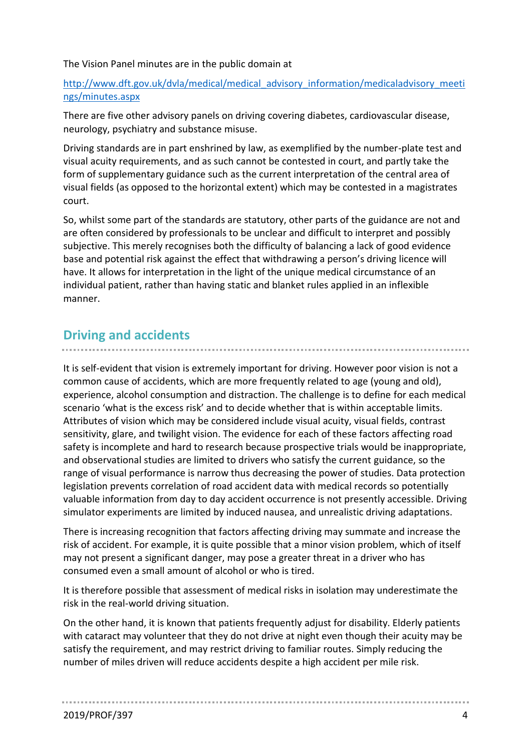The Vision Panel minutes are in the public domain at

[http://www.dft.gov.uk/dvla/medical/medical_advisory_information/medicaladvisory_meetings/minutes.aspx](http://www.dft.gov.uk/dvla/medical/medical_advisory_information/medicaladvisory_meetings/minutes.aspx)

There are five other advisory panels on driving covering diabetes, cardiovascular disease, neurology, psychiatry and substance misuse.

Driving standards are in part enshrined by law, as exemplified by the number-plate test and visual acuity requirements, and as such cannot be contested in court, and partly take the form of supplementary guidance such as the current interpretation of the central area of visual fields (as opposed to the horizontal extent) which may be contested in a magistrates court.

So, whilst some part of the standards are statutory, other parts of the guidance are not and are often considered by professionals to be unclear and difficult to interpret and possibly subjective. This merely recognises both the difficulty of balancing a lack of good evidence base and potential risk against the effect that withdrawing a person's driving licence will have. It allows for interpretation in the light of the unique medical circumstance of an individual patient, rather than having static and blanket rules applied in an inflexible manner.

## Driving and accidents

It is self-evident that vision is extremely important for driving. However poor vision is not a common cause of accidents, which are more frequently related to age (young and old), experience, alcohol consumption and distraction. The challenge is to define for each medical scenario 'what is the excess risk' and to decide whether that is within acceptable limits. Attributes of vision which may be considered include visual acuity, visual fields, contrast sensitivity, glare, and twilight vision. The evidence for each of these factors affecting road safety is incomplete and hard to research because prospective trials would be inappropriate, and observational studies are limited to drivers who satisfy the current guidance, so the range of visual performance is narrow thus decreasing the power of studies. Data protection legislation prevents correlation of road accident data with medical records so potentially valuable information from day to day accident occurrence is not presently accessible. Driving simulator experiments are limited by induced nausea, and unrealistic driving adaptations.

There is increasing recognition that factors affecting driving may summate and increase the risk of accident. For example, it is quite possible that a minor vision problem, which of itself may not present a significant danger, may pose a greater threat in a driver who has consumed even a small amount of alcohol or who is tired.

It is therefore possible that assessment of medical risks in isolation may underestimate the risk in the real-world driving situation.

On the other hand, it is known that patients frequently adjust for disability. Elderly patients with cataract may volunteer that they do not drive at night even though their acuity may be satisfy the requirement, and may restrict driving to familiar routes. Simply reducing the number of miles driven will reduce accidents despite a high accident per mile risk.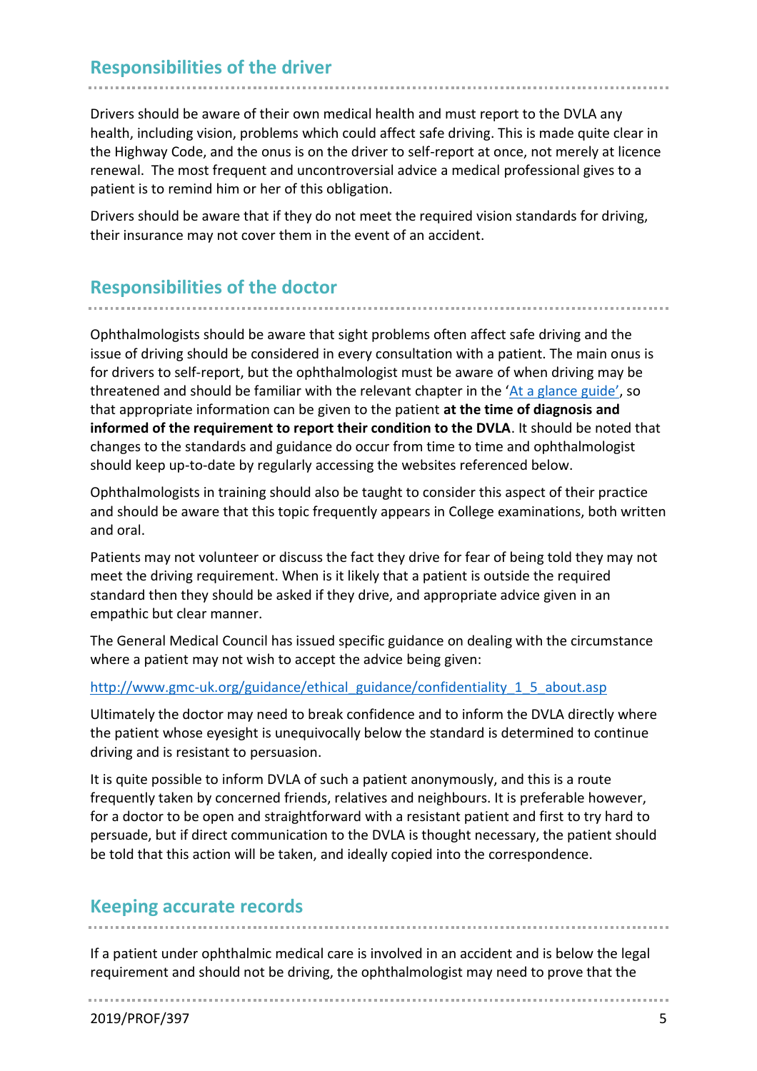## Responsibilities of the driver

Drivers should be aware of their own medical health and must report to the DVLA any health, including vision, problems which could affect safe driving. This is made quite clear in the Highway Code, and the onus is on the driver to self-report at once, not merely at licence renewal. The most frequent and uncontroversial advice a medical professional gives to a patient is to remind him or her of this obligation.

Drivers should be aware that if they do not meet the required vision standards for driving, their insurance may not cover them in the event of an accident.

## Responsibilities of the doctor

Ophthalmologists should be aware that sight problems often affect safe driving and the issue of driving should be considered in every consultation with a patient. The main onus is for drivers to self-report, but the ophthalmologist must be aware of when driving may be threatened and should be familiar with the relevant chapter in the 'At a glance guide', so that appropriate information can be given to the patient **at the time of diagnosis and informed of the requirement to report their condition to the DVLA**. It should be noted that changes to the standards and guidance do occur from time to time and ophthalmologist should keep up-to-date by regularly accessing the websites referenced below.

Ophthalmologists in training should also be taught to consider this aspect of their practice and should be aware that this topic frequently appears in College examinations, both written and oral.

Patients may not volunteer or discuss the fact they drive for fear of being told they may not meet the driving requirement. When is it likely that a patient is outside the required standard then they should be asked if they drive, and appropriate advice given in an empathic but clear manner.

The General Medical Council has issued specific guidance on dealing with the circumstance where a patient may not wish to accept the advice being given:

http://www.gmc-uk.org/guidance/ethical_guidance/confidentiality_1_5_about.asp

Ultimately the doctor may need to break confidence and to inform the DVLA directly where the patient whose eyesight is unequivocally below the standard is determined to continue driving and is resistant to persuasion.

It is quite possible to inform DVLA of such a patient anonymously, and this is a route frequently taken by concerned friends, relatives and neighbours. It is preferable however, for a doctor to be open and straightforward with a resistant patient and first to try hard to persuade, but if direct communication to the DVLA is thought necessary, the patient should be told that this action will be taken, and ideally copied into the correspondence.

## Keeping accurate records

If a patient under ophthalmic medical care is involved in an accident and is below the legal requirement and should not be driving, the ophthalmologist may need to prove that the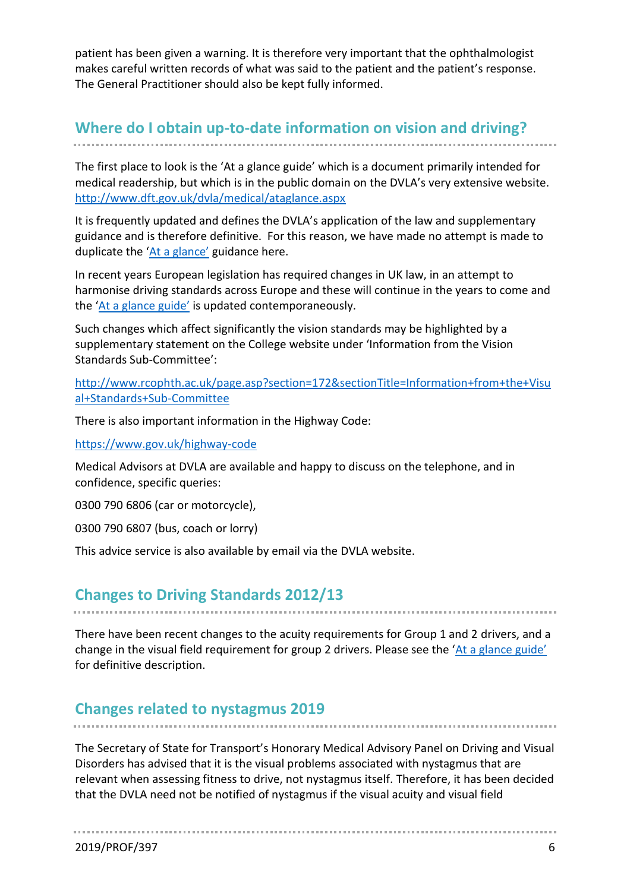patient has been given a warning. It is therefore very important that the ophthalmologist makes careful written records of what was said to the patient and the patient's response. The General Practitioner should also be kept fully informed.

## Where do I obtain up-to-date information on vision and driving?

The first place to look is the 'At a glance guide' which is a document primarily intended for medical readership, but which is in the public domain on the DVLA's very extensive website. http://www.dft.gov.uk/dvla/medical/ataglance.aspx

It is frequently updated and defines the DVLA's application of the law and supplementary guidance and is therefore definitive. For this reason, we have made no attempt is made to duplicate the 'At a glance' guidance here.

In recent years European legislation has required changes in UK law, in an attempt to harmonise driving standards across Europe and these will continue in the years to come and the 'At a glance guide' is updated contemporaneously.

Such changes which affect significantly the vision standards may be highlighted by a supplementary statement on the College website under 'Information from the Vision Standards Sub-Committee':

http://www.rcophth.ac.uk/page.asp?section=172&sectionTitle=Information+from+the+Visual+Standards+Sub-Committee

There is also important information in the Highway Code:

https://www.gov.uk/highway-code

Medical Advisors at DVLA are available and happy to discuss on the telephone, and in confidence, specific queries:

0300 790 6806 (car or motorcycle),

0300 790 6807 (bus, coach or lorry)

This advice service is also available by email via the DVLA website.

## Changes to Driving Standards 2012/13

There have been recent changes to the acuity requirements for Group 1 and 2 drivers, and a change in the visual field requirement for group 2 drivers. Please see the 'At a glance guide' for definitive description.

## Changes related to nystagmus 2019

The Secretary of State for Transport's Honorary Medical Advisory Panel on Driving and Visual Disorders has advised that it is the visual problems associated with nystagmus that are relevant when assessing fitness to drive, not nystagmus itself. Therefore, it has been decided that the DVLA need not be notified of nystagmus if the visual acuity and visual field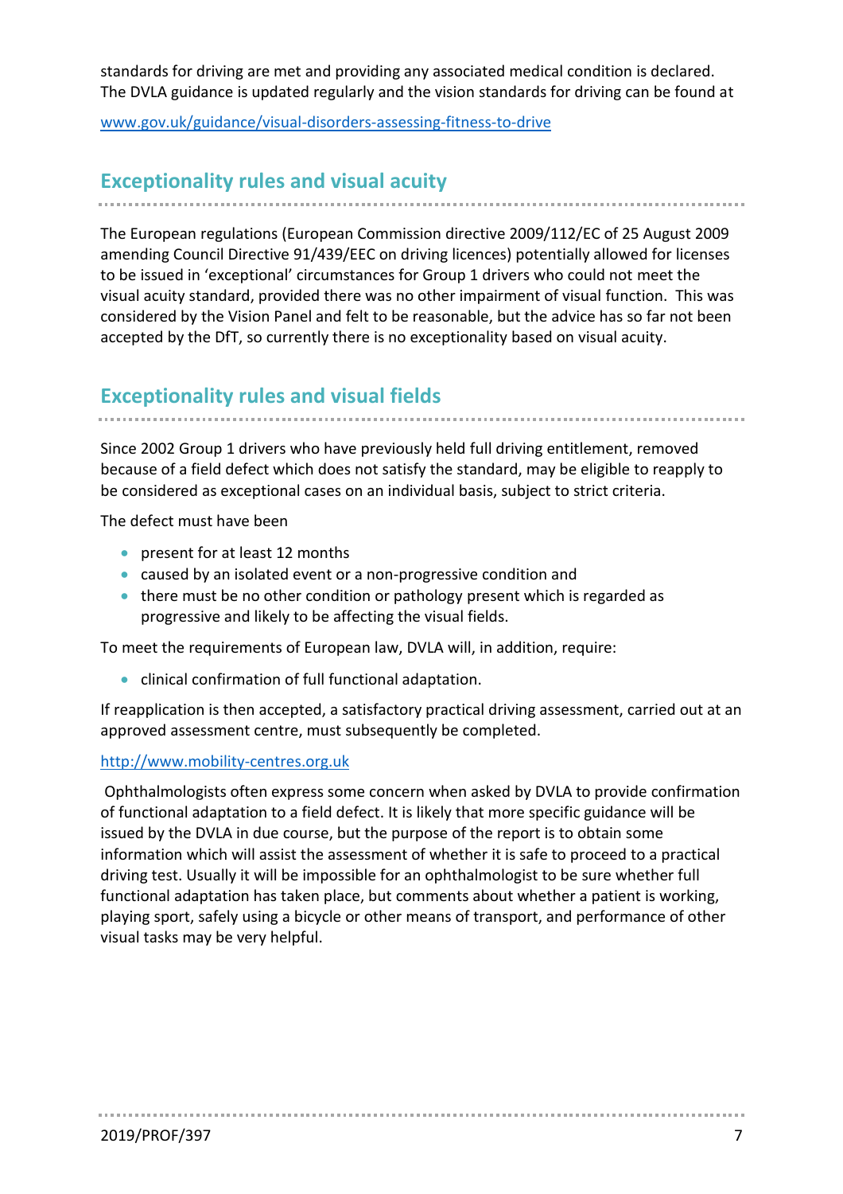standards for driving are met and providing any associated medical condition is declared. The DVLA guidance is updated regularly and the vision standards for driving can be found at

[www.gov.uk/guidance/visual-disorders-assessing-fitness-to-drive](www.gov.uk/guidance/visual-disorders-assessing-fitness-to-drive)

## Exceptionality rules and visual acuity

The European regulations (European Commission directive 2009/112/EC of 25 August 2009 amending Council Directive 91/439/EEC on driving licences) potentially allowed for licenses to be issued in 'exceptional' circumstances for Group 1 drivers who could not meet the visual acuity standard, provided there was no other impairment of visual function. This was considered by the Vision Panel and felt to be reasonable, but the advice has so far not been accepted by the DfT, so currently there is no exceptionality based on visual acuity.

## Exceptionality rules and visual fields

Since 2002 Group 1 drivers who have previously held full driving entitlement, removed because of a field defect which does not satisfy the standard, may be eligible to reapply to be considered as exceptional cases on an individual basis, subject to strict criteria.

The defect must have been

- present for at least 12 months
- caused by an isolated event or a non-progressive condition and
- there must be no other condition or pathology present which is regarded as progressive and likely to be affecting the visual fields.

To meet the requirements of European law, DVLA will, in addition, require:

- clinical confirmation of full functional adaptation.

If reapplication is then accepted, a satisfactory practical driving assessment, carried out at an approved assessment centre, must subsequently be completed.

[http://www.mobility-centres.org.uk](http://www.mobility-centres.org.uk)

Ophthalmologists often express some concern when asked by DVLA to provide confirmation of functional adaptation to a field defect. It is likely that more specific guidance will be issued by the DVLA in due course, but the purpose of the report is to obtain some information which will assist the assessment of whether it is safe to proceed to a practical driving test. Usually it will be impossible for an ophthalmologist to be sure whether full functional adaptation has taken place, but comments about whether a patient is working, playing sport, safely using a bicycle or other means of transport, and performance of other visual tasks may be very helpful.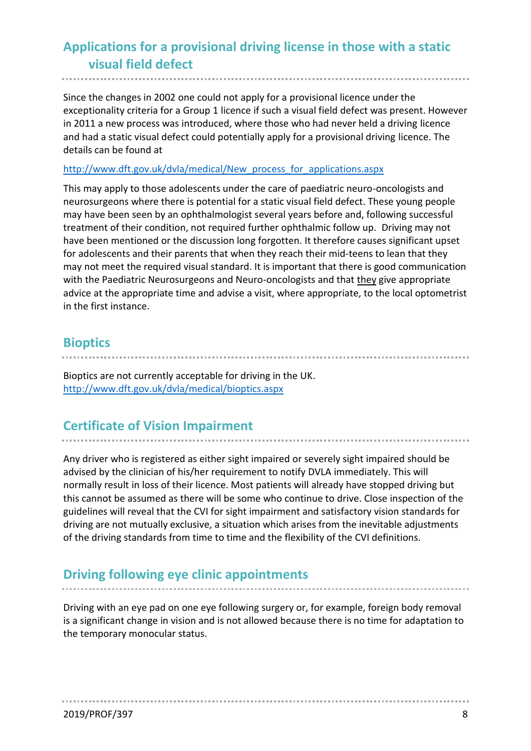## Applications for a provisional driving license in those with a static visual field defect

Since the changes in 2002 one could not apply for a provisional licence under the exceptionality criteria for a Group 1 licence if such a visual field defect was present. However in 2011 a new process was introduced, where those who had never held a driving licence and had a static visual defect could potentially apply for a provisional driving licence. The details can be found at

http://www.dft.gov.uk/dvla/medical/New_process_for_applications.aspx

This may apply to those adolescents under the care of paediatric neuro-oncologists and neurosurgeons where there is potential for a static visual field defect. These young people may have been seen by an ophthalmologist several years before and, following successful treatment of their condition, not required further ophthalmic follow up. Driving may not have been mentioned or the discussion long forgotten. It therefore causes significant upset for adolescents and their parents that when they reach their mid-teens to lean that they may not meet the required visual standard. It is important that there is good communication with the Paediatric Neurosurgeons and Neuro-oncologists and that they give appropriate advice at the appropriate time and advise a visit, where appropriate, to the local optometrist in the first instance.

## Bioptics

Bioptics are not currently acceptable for driving in the UK.
http://www.dft.gov.uk/dvla/medical/bioptics.aspx

## Certificate of Vision Impairment

Any driver who is registered as either sight impaired or severely sight impaired should be advised by the clinician of his/her requirement to notify DVLA immediately. This will normally result in loss of their licence. Most patients will already have stopped driving but this cannot be assumed as there will be some who continue to drive. Close inspection of the guidelines will reveal that the CVI for sight impairment and satisfactory vision standards for driving are not mutually exclusive, a situation which arises from the inevitable adjustments of the driving standards from time to time and the flexibility of the CVI definitions.

## Driving following eye clinic appointments

Driving with an eye pad on one eye following surgery or, for example, foreign body removal is a significant change in vision and is not allowed because there is no time for adaptation to the temporary monocular status.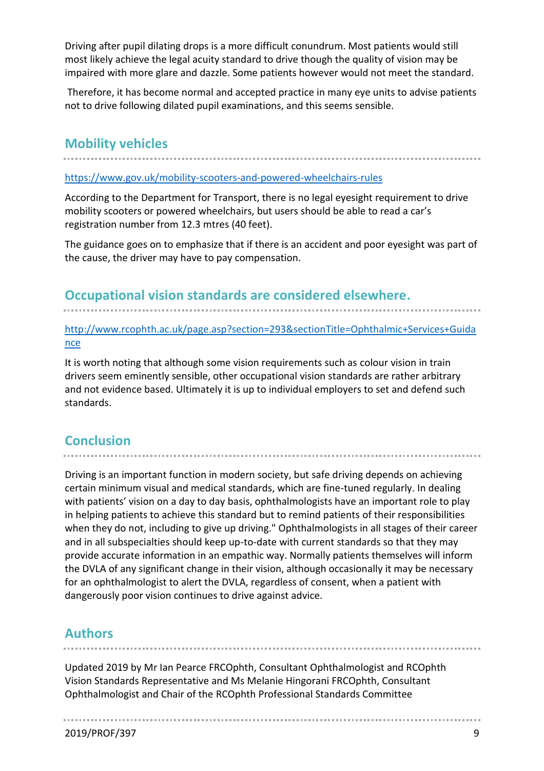Driving after pupil dilating drops is a more difficult conundrum. Most patients would still most likely achieve the legal acuity standard to drive though the quality of vision may be impaired with more glare and dazzle. Some patients however would not meet the standard.

Therefore, it has become normal and accepted practice in many eye units to advise patients not to drive following dilated pupil examinations, and this seems sensible.

## Mobility vehicles

https://www.gov.uk/mobility-scooters-and-powered-wheelchairs-rules

According to the Department for Transport, there is no legal eyesight requirement to drive mobility scooters or powered wheelchairs, but users should be able to read a car's registration number from 12.3 mtres (40 feet).

The guidance goes on to emphasize that if there is an accident and poor eyesight was part of the cause, the driver may have to pay compensation.

## Occupational vision standards are considered elsewhere.

http://www.rcophth.ac.uk/page.asp?section=293&sectionTitle=Ophthalmic+Services+Guidance

It is worth noting that although some vision requirements such as colour vision in train drivers seem eminently sensible, other occupational vision standards are rather arbitrary and not evidence based. Ultimately it is up to individual employers to set and defend such standards.

## Conclusion

Driving is an important function in modern society, but safe driving depends on achieving certain minimum visual and medical standards, which are fine-tuned regularly. In dealing with patients' vision on a day to day basis, ophthalmologists have an important role to play in helping patients to achieve this standard but to remind patients of their responsibilities when they do not, including to give up driving." Ophthalmologists in all stages of their career and in all subspecialties should keep up-to-date with current standards so that they may provide accurate information in an empathic way. Normally patients themselves will inform the DVLA of any significant change in their vision, although occasionally it may be necessary for an ophthalmologist to alert the DVLA, regardless of consent, when a patient with dangerously poor vision continues to drive against advice.

## Authors

Updated 2019 by Mr Ian Pearce FRCOphth, Consultant Ophthalmologist and RCOphth Vision Standards Representative and Ms Melanie Hingorani FRCOphth, Consultant Ophthalmologist and Chair of the RCOphth Professional Standards Committee